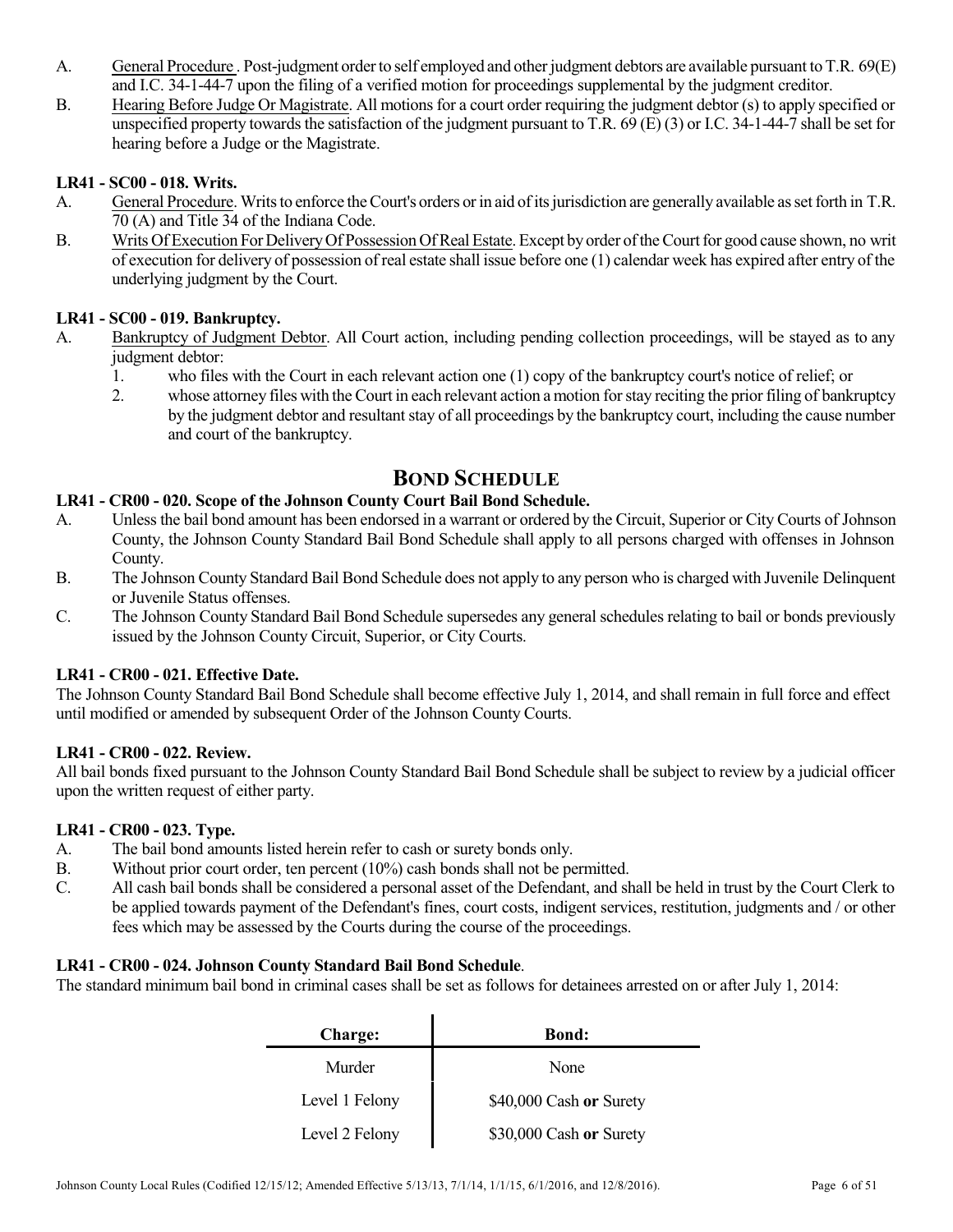A. General Procedure . Post-judgment order to self employed and other judgment debtors are available pursuant to T.R. 69(E) and I.C. 34-1-44-7 upon the filing of a verified motion for proceedings supplemental by the judgment creditor.

B. Hearing Before Judge Or Magistrate. All motions for a court order requiring the judgment debtor (s) to apply specified or unspecified property towards the satisfaction of the judgment pursuant to T.R. 69 (E) (3) or I.C. 34-1-44-7 shall be set for hearing before a Judge or the Magistrate.

### LR41 - SC00 - 018. Writs.

A. General Procedure. Writs to enforce the Court's orders or in aid of its jurisdiction are generally available as set forth in T.R. 70 (A) and Title 34 of the Indiana Code.

B. Writs Of Execution For Delivery Of Possession Of Real Estate. Except by order of the Court for good cause shown, no writ of execution for delivery of possession of real estate shall issue before one (1) calendar week has expired after entry of the underlying judgment by the Court.

### LR41 - SC00 - 019. Bankruptcy.

A. Bankruptcy of Judgment Debtor. All Court action, including pending collection proceedings, will be stayed as to any judgment debtor:

1. who files with the Court in each relevant action one (1) copy of the bankruptcy court's notice of relief; or
2. whose attorney files with the Court in each relevant action a motion for stay reciting the prior filing of bankruptcy by the judgment debtor and resultant stay of all proceedings by the bankruptcy court, including the cause number and court of the bankruptcy.

## BOND SCHEDULE

### LR41 - CR00 - 020. Scope of the Johnson County Court Bail Bond Schedule.

A. Unless the bail bond amount has been endorsed in a warrant or ordered by the Circuit, Superior or City Courts of Johnson County, the Johnson County Standard Bail Bond Schedule shall apply to all persons charged with offenses in Johnson County.

B. The Johnson County Standard Bail Bond Schedule does not apply to any person who is charged with Juvenile Delinquent or Juvenile Status offenses.

C. The Johnson County Standard Bail Bond Schedule supersedes any general schedules relating to bail or bonds previously issued by the Johnson County Circuit, Superior, or City Courts.

### LR41 - CR00 - 021. Effective Date.

The Johnson County Standard Bail Bond Schedule shall become effective July 1, 2014, and shall remain in full force and effect until modified or amended by subsequent Order of the Johnson County Courts.

### LR41 - CR00 - 022. Review.

All bail bonds fixed pursuant to the Johnson County Standard Bail Bond Schedule shall be subject to review by a judicial officer upon the written request of either party.

### LR41 - CR00 - 023. Type.

A. The bail bond amounts listed herein refer to cash or surety bonds only.

B. Without prior court order, ten percent (10%) cash bonds shall not be permitted.

C. All cash bail bonds shall be considered a personal asset of the Defendant, and shall be held in trust by the Court Clerk to be applied towards payment of the Defendant's fines, court costs, indigent services, restitution, judgments and / or other fees which may be assessed by the Courts during the course of the proceedings.

### LR41 - CR00 - 024. Johnson County Standard Bail Bond Schedule.

The standard minimum bail bond in criminal cases shall be set as follows for detainees arrested on or after July 1, 2014:

| Charge: | Bond: |
|---|---|
| Murder | None |
| Level 1 Felony | $40,000 Cash **or** Surety |
| Level 2 Felony | $30,000 Cash **or** Surety |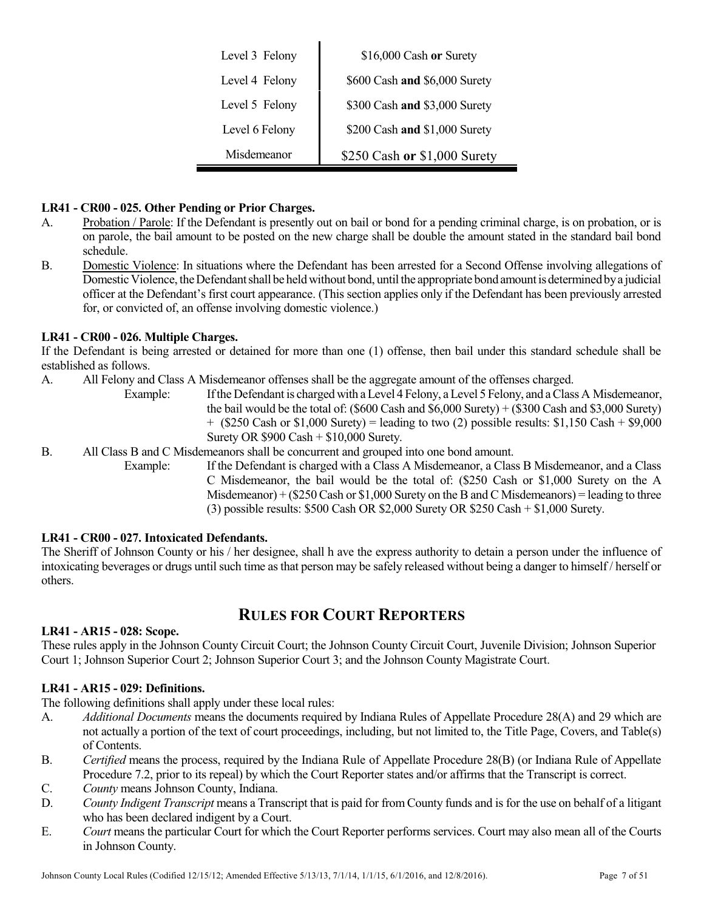| | |
|---|---|
| Level 3 Felony | $16,000 Cash **or** Surety |
| Level 4 Felony | $600 Cash **and** $6,000 Surety |
| Level 5 Felony | $300 Cash **and** $3,000 Surety |
| Level 6 Felony | $200 Cash **and** $1,000 Surety |
| Misdemeanor | $250 Cash **or** $1,000 Surety |

**LR41 - CR00 - 025. Other Pending or Prior Charges.**

A. Probation / Parole: If the Defendant is presently out on bail or bond for a pending criminal charge, is on probation, or is on parole, the bail amount to be posted on the new charge shall be double the amount stated in the standard bail bond schedule.

B. Domestic Violence: In situations where the Defendant has been arrested for a Second Offense involving allegations of Domestic Violence, the Defendant shall be held without bond, until the appropriate bond amount is determined by a judicial officer at the Defendant's first court appearance. (This section applies only if the Defendant has been previously arrested for, or convicted of, an offense involving domestic violence.)

**LR41 - CR00 - 026. Multiple Charges.**

If the Defendant is being arrested or detained for more than one (1) offense, then bail under this standard schedule shall be established as follows.

A. All Felony and Class A Misdemeanor offenses shall be the aggregate amount of the offenses charged.

Example: If the Defendant is charged with a Level 4 Felony, a Level 5 Felony, and a Class A Misdemeanor, the bail would be the total of: ($600 Cash and $6,000 Surety) + ($300 Cash and $3,000 Surety) + ($250 Cash or $1,000 Surety) = leading to two (2) possible results: $1,150 Cash + $9,000 Surety OR $900 Cash + $10,000 Surety.

B. All Class B and C Misdemeanors shall be concurrent and grouped into one bond amount.

Example: If the Defendant is charged with a Class A Misdemeanor, a Class B Misdemeanor, and a Class C Misdemeanor, the bail would be the total of: ($250 Cash or $1,000 Surety on the A Misdemeanor) + ($250 Cash or $1,000 Surety on the B and C Misdemeanors) = leading to three (3) possible results: $500 Cash OR $2,000 Surety OR $250 Cash + $1,000 Surety.

**LR41 - CR00 - 027. Intoxicated Defendants.**

The Sheriff of Johnson County or his / her designee, shall h ave the express authority to detain a person under the influence of intoxicating beverages or drugs until such time as that person may be safely released without being a danger to himself / herself or others.

## RULES FOR COURT REPORTERS

**LR41 - AR15 - 028: Scope.**

These rules apply in the Johnson County Circuit Court; the Johnson County Circuit Court, Juvenile Division; Johnson Superior Court 1; Johnson Superior Court 2; Johnson Superior Court 3; and the Johnson County Magistrate Court.

**LR41 - AR15 - 029: Definitions.**

The following definitions shall apply under these local rules:

A. *Additional Documents* means the documents required by Indiana Rules of Appellate Procedure 28(A) and 29 which are not actually a portion of the text of court proceedings, including, but not limited to, the Title Page, Covers, and Table(s) of Contents.

B. *Certified* means the process, required by the Indiana Rule of Appellate Procedure 28(B) (or Indiana Rule of Appellate Procedure 7.2, prior to its repeal) by which the Court Reporter states and/or affirms that the Transcript is correct.

C. *County* means Johnson County, Indiana.

D. *County Indigent Transcript* means a Transcript that is paid for from County funds and is for the use on behalf of a litigant who has been declared indigent by a Court.

E. *Court* means the particular Court for which the Court Reporter performs services. Court may also mean all of the Courts in Johnson County.